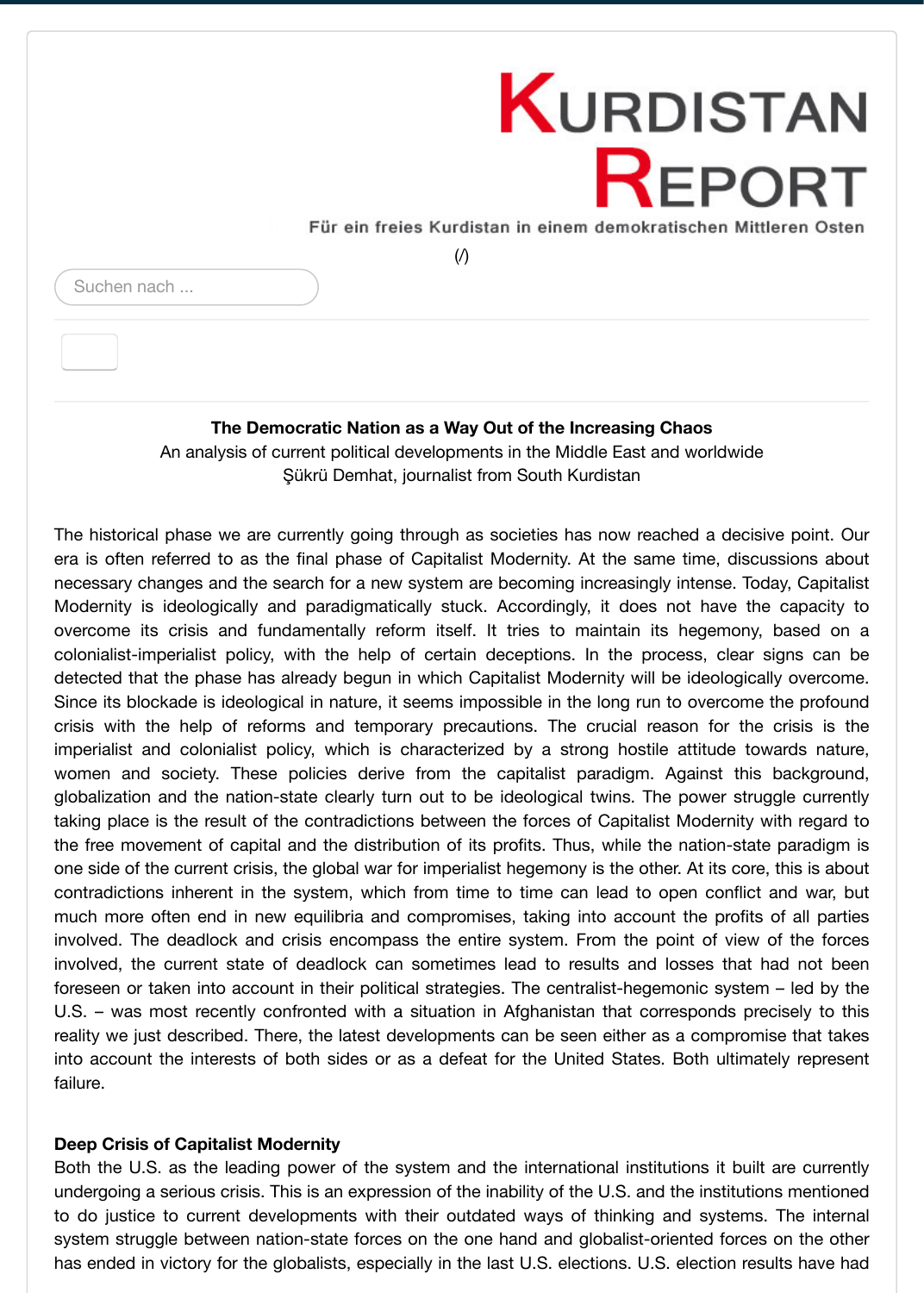# KURDISTAN REPORT

Für ein freies Kurdistan in einem demokratischen Mittleren Osten

(/)

Suchen nach ...

**The Democratic Nation as a Way Out of the Increasing Chaos**

An analysis of current political developments in the Middle East and worldwide

Şükrü Demhat, journalist from South Kurdistan

The historical phase we are currently going through as societies has now reached a decisive point. Our era is often referred to as the final phase of Capitalist Modernity. At the same time, discussions about necessary changes and the search for a new system are becoming increasingly intense. Today, Capitalist Modernity is ideologically and paradigmatically stuck. Accordingly, it does not have the capacity to overcome its crisis and fundamentally reform itself. It tries to maintain its hegemony, based on a colonialist-imperialist policy, with the help of certain deceptions. In the process, clear signs can be detected that the phase has already begun in which Capitalist Modernity will be ideologically overcome. Since its blockade is ideological in nature, it seems impossible in the long run to overcome the profound crisis with the help of reforms and temporary precautions. The crucial reason for the crisis is the imperialist and colonialist policy, which is characterized by a strong hostile attitude towards nature, women and society. These policies derive from the capitalist paradigm. Against this background, globalization and the nation-state clearly turn out to be ideological twins. The power struggle currently taking place is the result of the contradictions between the forces of Capitalist Modernity with regard to the free movement of capital and the distribution of its profits. Thus, while the nation-state paradigm is one side of the current crisis, the global war for imperialist hegemony is the other. At its core, this is about contradictions inherent in the system, which from time to time can lead to open conflict and war, but much more often end in new equilibria and compromises, taking into account the profits of all parties involved. The deadlock and crisis encompass the entire system. From the point of view of the forces involved, the current state of deadlock can sometimes lead to results and losses that had not been foreseen or taken into account in their political strategies. The centralist-hegemonic system – led by the U.S. – was most recently confronted with a situation in Afghanistan that corresponds precisely to this reality we just described. There, the latest developments can be seen either as a compromise that takes into account the interests of both sides or as a defeat for the United States. Both ultimately represent failure.

**Deep Crisis of Capitalist Modernity**

Both the U.S. as the leading power of the system and the international institutions it built are currently undergoing a serious crisis. This is an expression of the inability of the U.S. and the institutions mentioned to do justice to current developments with their outdated ways of thinking and systems. The internal system struggle between nation-state forces on the one hand and globalist-oriented forces on the other has ended in victory for the globalists, especially in the last U.S. elections. U.S. election results have had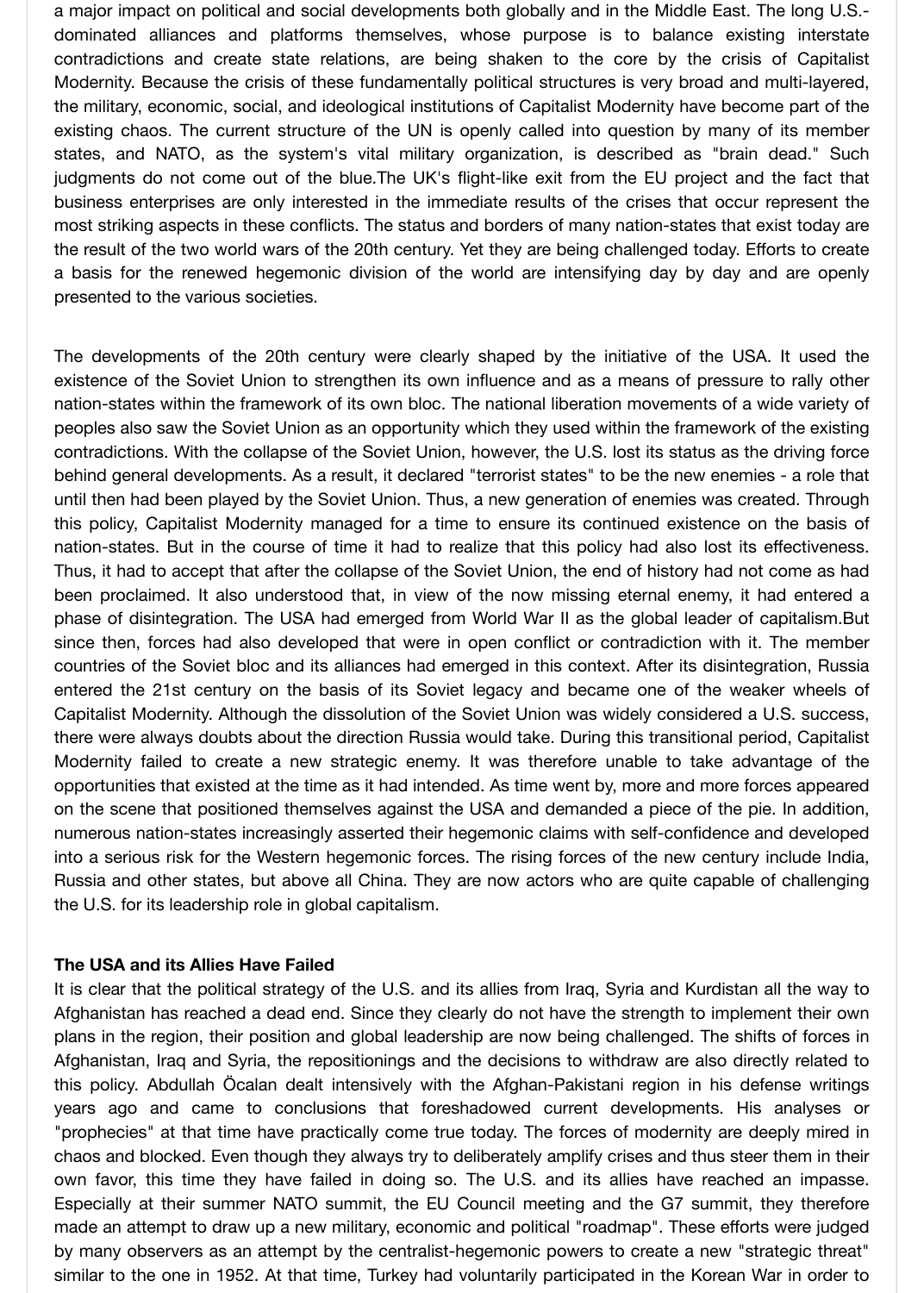a major impact on political and social developments both globally and in the Middle East. The long U.S.-dominated alliances and platforms themselves, whose purpose is to balance existing interstate contradictions and create state relations, are being shaken to the core by the crisis of Capitalist Modernity. Because the crisis of these fundamentally political structures is very broad and multi-layered, the military, economic, social, and ideological institutions of Capitalist Modernity have become part of the existing chaos. The current structure of the UN is openly called into question by many of its member states, and NATO, as the system's vital military organization, is described as "brain dead." Such judgments do not come out of the blue.The UK's flight-like exit from the EU project and the fact that business enterprises are only interested in the immediate results of the crises that occur represent the most striking aspects in these conflicts. The status and borders of many nation-states that exist today are the result of the two world wars of the 20th century. Yet they are being challenged today. Efforts to create a basis for the renewed hegemonic division of the world are intensifying day by day and are openly presented to the various societies.

The developments of the 20th century were clearly shaped by the initiative of the USA. It used the existence of the Soviet Union to strengthen its own influence and as a means of pressure to rally other nation-states within the framework of its own bloc. The national liberation movements of a wide variety of peoples also saw the Soviet Union as an opportunity which they used within the framework of the existing contradictions. With the collapse of the Soviet Union, however, the U.S. lost its status as the driving force behind general developments. As a result, it declared "terrorist states" to be the new enemies - a role that until then had been played by the Soviet Union. Thus, a new generation of enemies was created. Through this policy, Capitalist Modernity managed for a time to ensure its continued existence on the basis of nation-states. But in the course of time it had to realize that this policy had also lost its effectiveness. Thus, it had to accept that after the collapse of the Soviet Union, the end of history had not come as had been proclaimed. It also understood that, in view of the now missing eternal enemy, it had entered a phase of disintegration. The USA had emerged from World War II as the global leader of capitalism.But since then, forces had also developed that were in open conflict or contradiction with it. The member countries of the Soviet bloc and its alliances had emerged in this context. After its disintegration, Russia entered the 21st century on the basis of its Soviet legacy and became one of the weaker wheels of Capitalist Modernity. Although the dissolution of the Soviet Union was widely considered a U.S. success, there were always doubts about the direction Russia would take. During this transitional period, Capitalist Modernity failed to create a new strategic enemy. It was therefore unable to take advantage of the opportunities that existed at the time as it had intended. As time went by, more and more forces appeared on the scene that positioned themselves against the USA and demanded a piece of the pie. In addition, numerous nation-states increasingly asserted their hegemonic claims with self-confidence and developed into a serious risk for the Western hegemonic forces. The rising forces of the new century include India, Russia and other states, but above all China. They are now actors who are quite capable of challenging the U.S. for its leadership role in global capitalism.

**The USA and its Allies Have Failed**

It is clear that the political strategy of the U.S. and its allies from Iraq, Syria and Kurdistan all the way to Afghanistan has reached a dead end. Since they clearly do not have the strength to implement their own plans in the region, their position and global leadership are now being challenged. The shifts of forces in Afghanistan, Iraq and Syria, the repositionings and the decisions to withdraw are also directly related to this policy. Abdullah Öcalan dealt intensively with the Afghan-Pakistani region in his defense writings years ago and came to conclusions that foreshadowed current developments. His analyses or "prophecies" at that time have practically come true today. The forces of modernity are deeply mired in chaos and blocked. Even though they always try to deliberately amplify crises and thus steer them in their own favor, this time they have failed in doing so. The U.S. and its allies have reached an impasse. Especially at their summer NATO summit, the EU Council meeting and the G7 summit, they therefore made an attempt to draw up a new military, economic and political "roadmap". These efforts were judged by many observers as an attempt by the centralist-hegemonic powers to create a new "strategic threat" similar to the one in 1952. At that time, Turkey had voluntarily participated in the Korean War in order to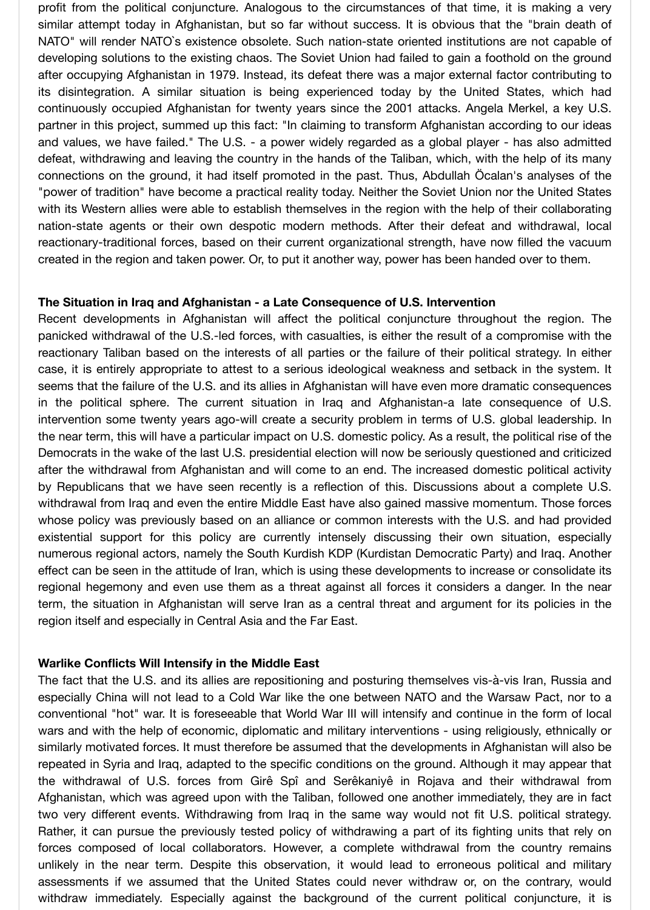profit from the political conjuncture. Analogous to the circumstances of that time, it is making a very similar attempt today in Afghanistan, but so far without success. It is obvious that the "brain death of NATO" will render NATO`s existence obsolete. Such nation-state oriented institutions are not capable of developing solutions to the existing chaos. The Soviet Union had failed to gain a foothold on the ground after occupying Afghanistan in 1979. Instead, its defeat there was a major external factor contributing to its disintegration. A similar situation is being experienced today by the United States, which had continuously occupied Afghanistan for twenty years since the 2001 attacks. Angela Merkel, a key U.S. partner in this project, summed up this fact: "In claiming to transform Afghanistan according to our ideas and values, we have failed." The U.S. - a power widely regarded as a global player - has also admitted defeat, withdrawing and leaving the country in the hands of the Taliban, which, with the help of its many connections on the ground, it had itself promoted in the past. Thus, Abdullah Öcalan's analyses of the "power of tradition" have become a practical reality today. Neither the Soviet Union nor the United States with its Western allies were able to establish themselves in the region with the help of their collaborating nation-state agents or their own despotic modern methods. After their defeat and withdrawal, local reactionary-traditional forces, based on their current organizational strength, have now filled the vacuum created in the region and taken power. Or, to put it another way, power has been handed over to them.

## The Situation in Iraq and Afghanistan - a Late Consequence of U.S. Intervention

Recent developments in Afghanistan will affect the political conjuncture throughout the region. The panicked withdrawal of the U.S.-led forces, with casualties, is either the result of a compromise with the reactionary Taliban based on the interests of all parties or the failure of their political strategy. In either case, it is entirely appropriate to attest to a serious ideological weakness and setback in the system. It seems that the failure of the U.S. and its allies in Afghanistan will have even more dramatic consequences in the political sphere. The current situation in Iraq and Afghanistan-a late consequence of U.S. intervention some twenty years ago-will create a security problem in terms of U.S. global leadership. In the near term, this will have a particular impact on U.S. domestic policy. As a result, the political rise of the Democrats in the wake of the last U.S. presidential election will now be seriously questioned and criticized after the withdrawal from Afghanistan and will come to an end. The increased domestic political activity by Republicans that we have seen recently is a reflection of this. Discussions about a complete U.S. withdrawal from Iraq and even the entire Middle East have also gained massive momentum. Those forces whose policy was previously based on an alliance or common interests with the U.S. and had provided existential support for this policy are currently intensely discussing their own situation, especially numerous regional actors, namely the South Kurdish KDP (Kurdistan Democratic Party) and Iraq. Another effect can be seen in the attitude of Iran, which is using these developments to increase or consolidate its regional hegemony and even use them as a threat against all forces it considers a danger. In the near term, the situation in Afghanistan will serve Iran as a central threat and argument for its policies in the region itself and especially in Central Asia and the Far East.

## Warlike Conflicts Will Intensify in the Middle East

The fact that the U.S. and its allies are repositioning and posturing themselves vis-à-vis Iran, Russia and especially China will not lead to a Cold War like the one between NATO and the Warsaw Pact, nor to a conventional "hot" war. It is foreseeable that World War III will intensify and continue in the form of local wars and with the help of economic, diplomatic and military interventions - using religiously, ethnically or similarly motivated forces. It must therefore be assumed that the developments in Afghanistan will also be repeated in Syria and Iraq, adapted to the specific conditions on the ground. Although it may appear that the withdrawal of U.S. forces from Girê Spî and Serêkaniyê in Rojava and their withdrawal from Afghanistan, which was agreed upon with the Taliban, followed one another immediately, they are in fact two very different events. Withdrawing from Iraq in the same way would not fit U.S. political strategy. Rather, it can pursue the previously tested policy of withdrawing a part of its fighting units that rely on forces composed of local collaborators. However, a complete withdrawal from the country remains unlikely in the near term. Despite this observation, it would lead to erroneous political and military assessments if we assumed that the United States could never withdraw or, on the contrary, would withdraw immediately. Especially against the background of the current political conjuncture, it is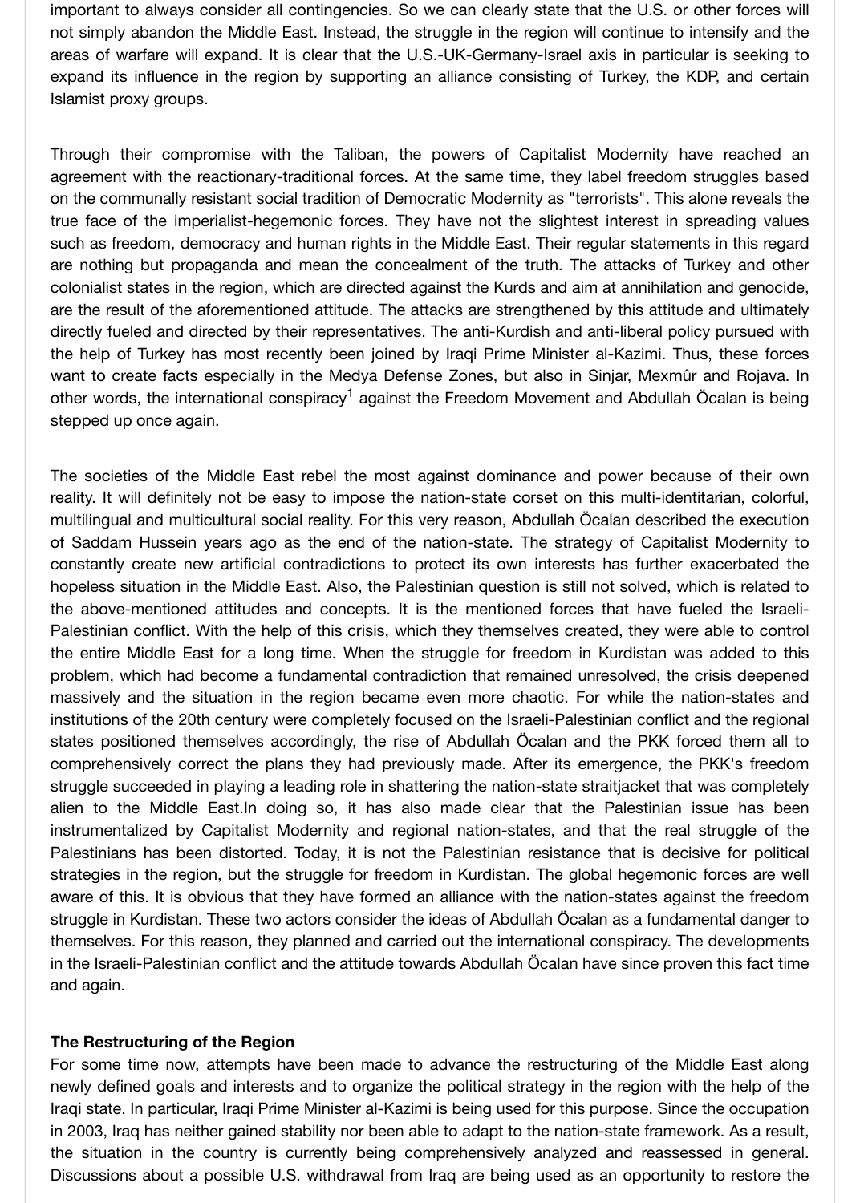important to always consider all contingencies. So we can clearly state that the U.S. or other forces will not simply abandon the Middle East. Instead, the struggle in the region will continue to intensify and the areas of warfare will expand. It is clear that the U.S.-UK-Germany-Israel axis in particular is seeking to expand its influence in the region by supporting an alliance consisting of Turkey, the KDP, and certain Islamist proxy groups.

Through their compromise with the Taliban, the powers of Capitalist Modernity have reached an agreement with the reactionary-traditional forces. At the same time, they label freedom struggles based on the communally resistant social tradition of Democratic Modernity as "terrorists". This alone reveals the true face of the imperialist-hegemonic forces. They have not the slightest interest in spreading values such as freedom, democracy and human rights in the Middle East. Their regular statements in this regard are nothing but propaganda and mean the concealment of the truth. The attacks of Turkey and other colonialist states in the region, which are directed against the Kurds and aim at annihilation and genocide, are the result of the aforementioned attitude. The attacks are strengthened by this attitude and ultimately directly fueled and directed by their representatives. The anti-Kurdish and anti-liberal policy pursued with the help of Turkey has most recently been joined by Iraqi Prime Minister al-Kazimi. Thus, these forces want to create facts especially in the Medya Defense Zones, but also in Sinjar, Mexmûr and Rojava. In other words, the international conspiracy[1] against the Freedom Movement and Abdullah Öcalan is being stepped up once again.

The societies of the Middle East rebel the most against dominance and power because of their own reality. It will definitely not be easy to impose the nation-state corset on this multi-identitarian, colorful, multilingual and multicultural social reality. For this very reason, Abdullah Öcalan described the execution of Saddam Hussein years ago as the end of the nation-state. The strategy of Capitalist Modernity to constantly create new artificial contradictions to protect its own interests has further exacerbated the hopeless situation in the Middle East. Also, the Palestinian question is still not solved, which is related to the above-mentioned attitudes and concepts. It is the mentioned forces that have fueled the Israeli-Palestinian conflict. With the help of this crisis, which they themselves created, they were able to control the entire Middle East for a long time. When the struggle for freedom in Kurdistan was added to this problem, which had become a fundamental contradiction that remained unresolved, the crisis deepened massively and the situation in the region became even more chaotic. For while the nation-states and institutions of the 20th century were completely focused on the Israeli-Palestinian conflict and the regional states positioned themselves accordingly, the rise of Abdullah Öcalan and the PKK forced them all to comprehensively correct the plans they had previously made. After its emergence, the PKK's freedom struggle succeeded in playing a leading role in shattering the nation-state straitjacket that was completely alien to the Middle East.In doing so, it has also made clear that the Palestinian issue has been instrumentalized by Capitalist Modernity and regional nation-states, and that the real struggle of the Palestinians has been distorted. Today, it is not the Palestinian resistance that is decisive for political strategies in the region, but the struggle for freedom in Kurdistan. The global hegemonic forces are well aware of this. It is obvious that they have formed an alliance with the nation-states against the freedom struggle in Kurdistan. These two actors consider the ideas of Abdullah Öcalan as a fundamental danger to themselves. For this reason, they planned and carried out the international conspiracy. The developments in the Israeli-Palestinian conflict and the attitude towards Abdullah Öcalan have since proven this fact time and again.

**The Restructuring of the Region**

For some time now, attempts have been made to advance the restructuring of the Middle East along newly defined goals and interests and to organize the political strategy in the region with the help of the Iraqi state. In particular, Iraqi Prime Minister al-Kazimi is being used for this purpose. Since the occupation in 2003, Iraq has neither gained stability nor been able to adapt to the nation-state framework. As a result, the situation in the country is currently being comprehensively analyzed and reassessed in general. Discussions about a possible U.S. withdrawal from Iraq are being used as an opportunity to restore the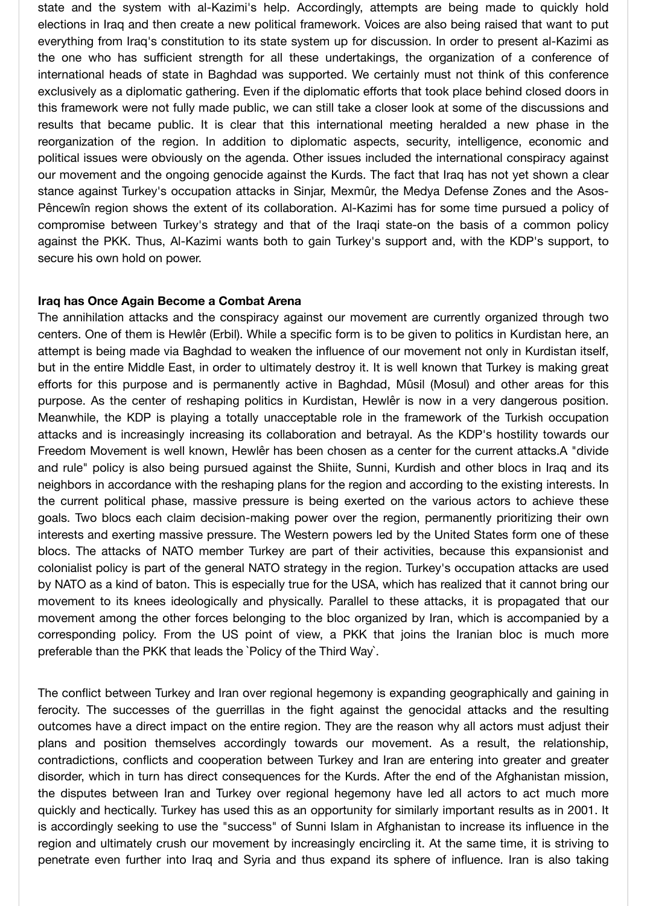state and the system with al-Kazimi's help. Accordingly, attempts are being made to quickly hold elections in Iraq and then create a new political framework. Voices are also being raised that want to put everything from Iraq's constitution to its state system up for discussion. In order to present al-Kazimi as the one who has sufficient strength for all these undertakings, the organization of a conference of international heads of state in Baghdad was supported. We certainly must not think of this conference exclusively as a diplomatic gathering. Even if the diplomatic efforts that took place behind closed doors in this framework were not fully made public, we can still take a closer look at some of the discussions and results that became public. It is clear that this international meeting heralded a new phase in the reorganization of the region. In addition to diplomatic aspects, security, intelligence, economic and political issues were obviously on the agenda. Other issues included the international conspiracy against our movement and the ongoing genocide against the Kurds. The fact that Iraq has not yet shown a clear stance against Turkey's occupation attacks in Sinjar, Mexmûr, the Medya Defense Zones and the Asos-Pêncewîn region shows the extent of its collaboration. Al-Kazimi has for some time pursued a policy of compromise between Turkey's strategy and that of the Iraqi state-on the basis of a common policy against the PKK. Thus, Al-Kazimi wants both to gain Turkey's support and, with the KDP's support, to secure his own hold on power.

**Iraq has Once Again Become a Combat Arena**

The annihilation attacks and the conspiracy against our movement are currently organized through two centers. One of them is Hewlêr (Erbil). While a specific form is to be given to politics in Kurdistan here, an attempt is being made via Baghdad to weaken the influence of our movement not only in Kurdistan itself, but in the entire Middle East, in order to ultimately destroy it. It is well known that Turkey is making great efforts for this purpose and is permanently active in Baghdad, Mûsil (Mosul) and other areas for this purpose. As the center of reshaping politics in Kurdistan, Hewlêr is now in a very dangerous position. Meanwhile, the KDP is playing a totally unacceptable role in the framework of the Turkish occupation attacks and is increasingly increasing its collaboration and betrayal. As the KDP's hostility towards our Freedom Movement is well known, Hewlêr has been chosen as a center for the current attacks.A "divide and rule" policy is also being pursued against the Shiite, Sunni, Kurdish and other blocs in Iraq and its neighbors in accordance with the reshaping plans for the region and according to the existing interests. In the current political phase, massive pressure is being exerted on the various actors to achieve these goals. Two blocs each claim decision-making power over the region, permanently prioritizing their own interests and exerting massive pressure. The Western powers led by the United States form one of these blocs. The attacks of NATO member Turkey are part of their activities, because this expansionist and colonialist policy is part of the general NATO strategy in the region. Turkey's occupation attacks are used by NATO as a kind of baton. This is especially true for the USA, which has realized that it cannot bring our movement to its knees ideologically and physically. Parallel to these attacks, it is propagated that our movement among the other forces belonging to the bloc organized by Iran, which is accompanied by a corresponding policy. From the US point of view, a PKK that joins the Iranian bloc is much more preferable than the PKK that leads the `Policy of the Third Way`.

The conflict between Turkey and Iran over regional hegemony is expanding geographically and gaining in ferocity. The successes of the guerrillas in the fight against the genocidal attacks and the resulting outcomes have a direct impact on the entire region. They are the reason why all actors must adjust their plans and position themselves accordingly towards our movement. As a result, the relationship, contradictions, conflicts and cooperation between Turkey and Iran are entering into greater and greater disorder, which in turn has direct consequences for the Kurds. After the end of the Afghanistan mission, the disputes between Iran and Turkey over regional hegemony have led all actors to act much more quickly and hectically. Turkey has used this as an opportunity for similarly important results as in 2001. It is accordingly seeking to use the "success" of Sunni Islam in Afghanistan to increase its influence in the region and ultimately crush our movement by increasingly encircling it. At the same time, it is striving to penetrate even further into Iraq and Syria and thus expand its sphere of influence. Iran is also taking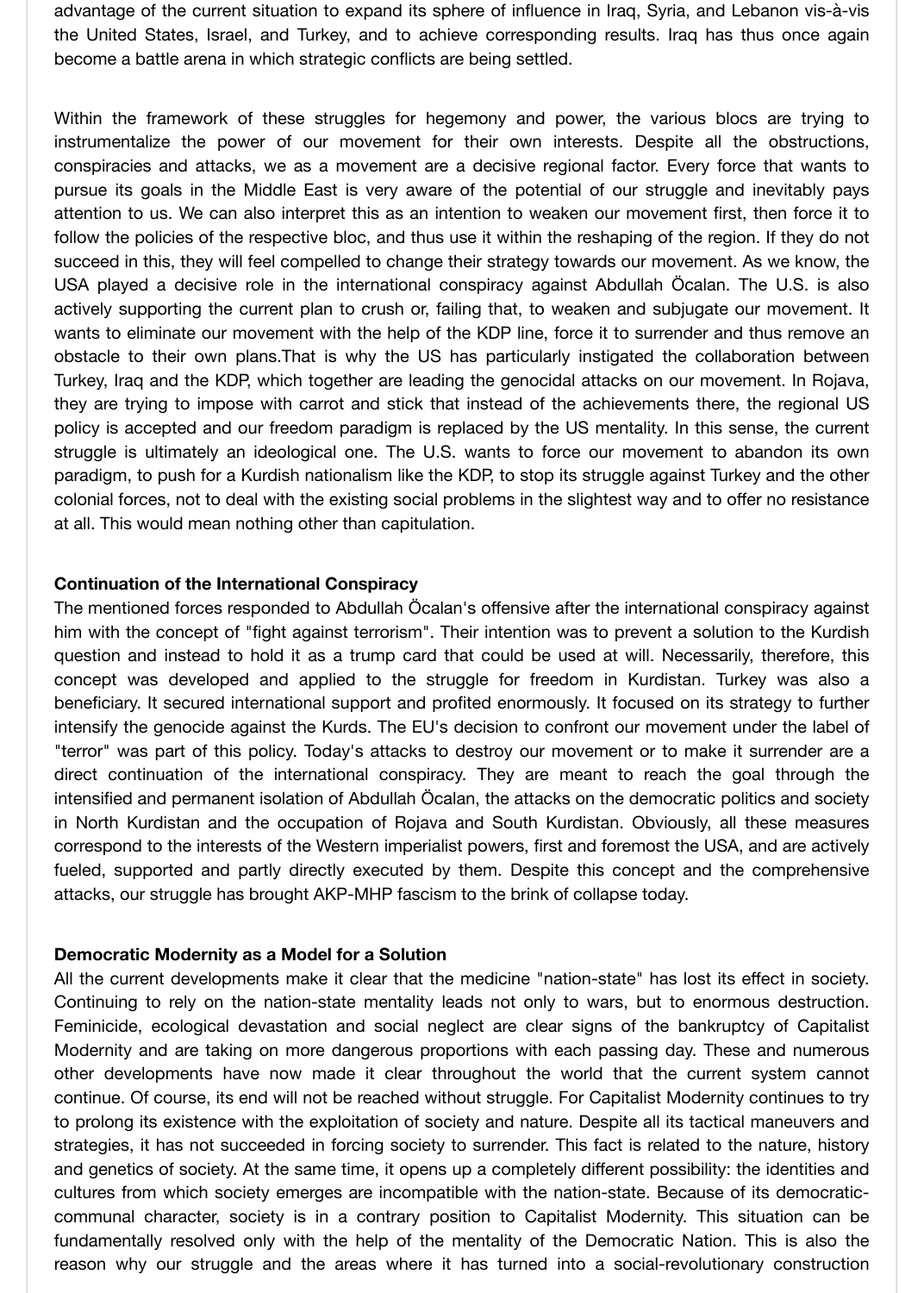advantage of the current situation to expand its sphere of influence in Iraq, Syria, and Lebanon vis-à-vis the United States, Israel, and Turkey, and to achieve corresponding results. Iraq has thus once again become a battle arena in which strategic conflicts are being settled.

Within the framework of these struggles for hegemony and power, the various blocs are trying to instrumentalize the power of our movement for their own interests. Despite all the obstructions, conspiracies and attacks, we as a movement are a decisive regional factor. Every force that wants to pursue its goals in the Middle East is very aware of the potential of our struggle and inevitably pays attention to us. We can also interpret this as an intention to weaken our movement first, then force it to follow the policies of the respective bloc, and thus use it within the reshaping of the region. If they do not succeed in this, they will feel compelled to change their strategy towards our movement. As we know, the USA played a decisive role in the international conspiracy against Abdullah Öcalan. The U.S. is also actively supporting the current plan to crush or, failing that, to weaken and subjugate our movement. It wants to eliminate our movement with the help of the KDP line, force it to surrender and thus remove an obstacle to their own plans.That is why the US has particularly instigated the collaboration between Turkey, Iraq and the KDP, which together are leading the genocidal attacks on our movement. In Rojava, they are trying to impose with carrot and stick that instead of the achievements there, the regional US policy is accepted and our freedom paradigm is replaced by the US mentality. In this sense, the current struggle is ultimately an ideological one. The U.S. wants to force our movement to abandon its own paradigm, to push for a Kurdish nationalism like the KDP, to stop its struggle against Turkey and the other colonial forces, not to deal with the existing social problems in the slightest way and to offer no resistance at all. This would mean nothing other than capitulation.

**Continuation of the International Conspiracy**

The mentioned forces responded to Abdullah Öcalan's offensive after the international conspiracy against him with the concept of "fight against terrorism". Their intention was to prevent a solution to the Kurdish question and instead to hold it as a trump card that could be used at will. Necessarily, therefore, this concept was developed and applied to the struggle for freedom in Kurdistan. Turkey was also a beneficiary. It secured international support and profited enormously. It focused on its strategy to further intensify the genocide against the Kurds. The EU's decision to confront our movement under the label of "terror" was part of this policy. Today's attacks to destroy our movement or to make it surrender are a direct continuation of the international conspiracy. They are meant to reach the goal through the intensified and permanent isolation of Abdullah Öcalan, the attacks on the democratic politics and society in North Kurdistan and the occupation of Rojava and South Kurdistan. Obviously, all these measures correspond to the interests of the Western imperialist powers, first and foremost the USA, and are actively fueled, supported and partly directly executed by them. Despite this concept and the comprehensive attacks, our struggle has brought AKP-MHP fascism to the brink of collapse today.

**Democratic Modernity as a Model for a Solution**

All the current developments make it clear that the medicine "nation-state" has lost its effect in society. Continuing to rely on the nation-state mentality leads not only to wars, but to enormous destruction. Feminicide, ecological devastation and social neglect are clear signs of the bankruptcy of Capitalist Modernity and are taking on more dangerous proportions with each passing day. These and numerous other developments have now made it clear throughout the world that the current system cannot continue. Of course, its end will not be reached without struggle. For Capitalist Modernity continues to try to prolong its existence with the exploitation of society and nature. Despite all its tactical maneuvers and strategies, it has not succeeded in forcing society to surrender. This fact is related to the nature, history and genetics of society. At the same time, it opens up a completely different possibility: the identities and cultures from which society emerges are incompatible with the nation-state. Because of its democratic-communal character, society is in a contrary position to Capitalist Modernity. This situation can be fundamentally resolved only with the help of the mentality of the Democratic Nation. This is also the reason why our struggle and the areas where it has turned into a social-revolutionary construction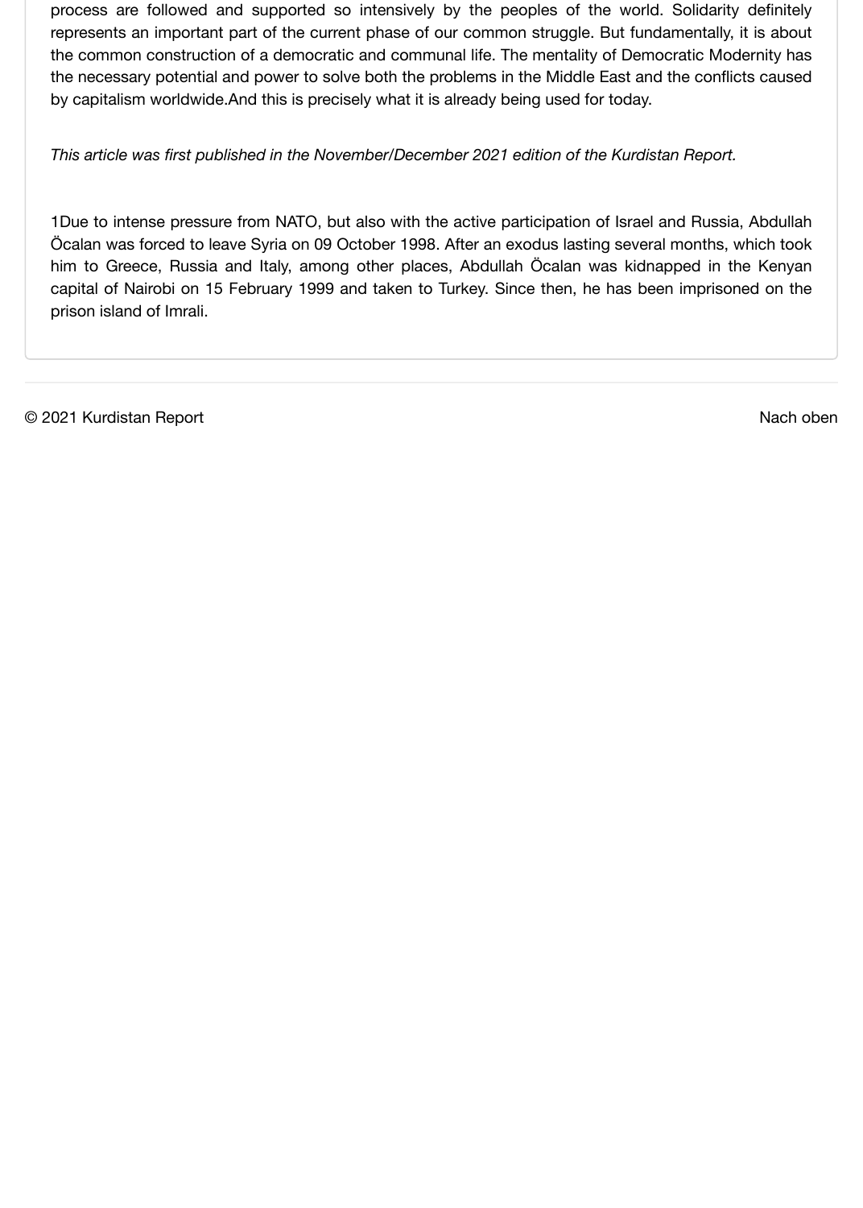process are followed and supported so intensively by the peoples of the world. Solidarity definitely represents an important part of the current phase of our common struggle. But fundamentally, it is about the common construction of a democratic and communal life. The mentality of Democratic Modernity has the necessary potential and power to solve both the problems in the Middle East and the conflicts caused by capitalism worldwide.And this is precisely what it is already being used for today.

*This article was first published in the November/December 2021 edition of the Kurdistan Report.*

1Due to intense pressure from NATO, but also with the active participation of Israel and Russia, Abdullah Öcalan was forced to leave Syria on 09 October 1998. After an exodus lasting several months, which took him to Greece, Russia and Italy, among other places, Abdullah Öcalan was kidnapped in the Kenyan capital of Nairobi on 15 February 1999 and taken to Turkey. Since then, he has been imprisoned on the prison island of Imrali.

© 2021 Kurdistan Report